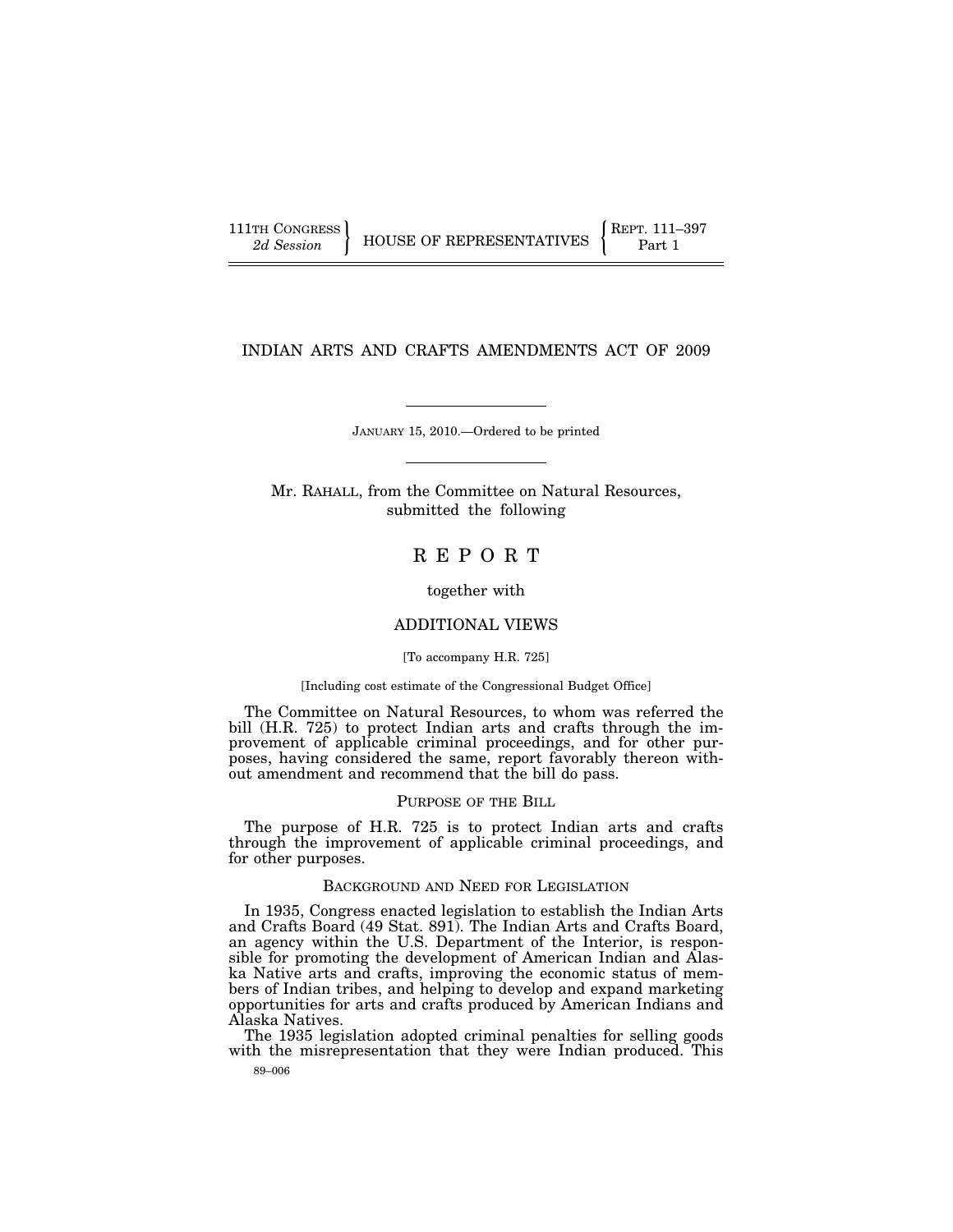111TH CONGRESS
2d Session

HOUSE OF REPRESENTATIVES

REPT. 111–397
Part 1

# INDIAN ARTS AND CRAFTS AMENDMENTS ACT OF 2009

JANUARY 15, 2010.—Ordered to be printed

Mr. RAHALL, from the Committee on Natural Resources, submitted the following

# REPORT

together with

## ADDITIONAL VIEWS

[To accompany H.R. 725]

[Including cost estimate of the Congressional Budget Office]

The Committee on Natural Resources, to whom was referred the bill (H.R. 725) to protect Indian arts and crafts through the improvement of applicable criminal proceedings, and for other purposes, having considered the same, report favorably thereon without amendment and recommend that the bill do pass.

## PURPOSE OF THE BILL

The purpose of H.R. 725 is to protect Indian arts and crafts through the improvement of applicable criminal proceedings, and for other purposes.

## BACKGROUND AND NEED FOR LEGISLATION

In 1935, Congress enacted legislation to establish the Indian Arts and Crafts Board (49 Stat. 891). The Indian Arts and Crafts Board, an agency within the U.S. Department of the Interior, is responsible for promoting the development of American Indian and Alaska Native arts and crafts, improving the economic status of members of Indian tribes, and helping to develop and expand marketing opportunities for arts and crafts produced by American Indians and Alaska Natives.

The 1935 legislation adopted criminal penalties for selling goods with the misrepresentation that they were Indian produced. This

89–006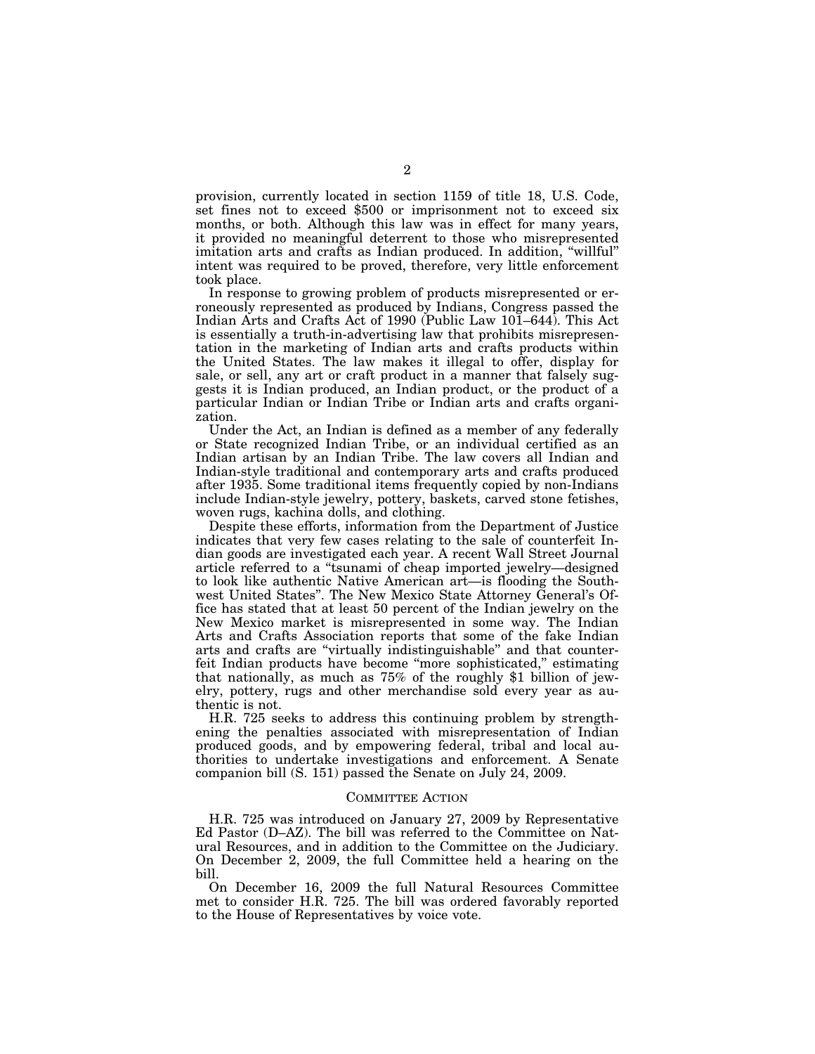provision, currently located in section 1159 of title 18, U.S. Code, set fines not to exceed $500 or imprisonment not to exceed six months, or both. Although this law was in effect for many years, it provided no meaningful deterrent to those who misrepresented imitation arts and crafts as Indian produced. In addition, "willful" intent was required to be proved, therefore, very little enforcement took place.

In response to growing problem of products misrepresented or erroneously represented as produced by Indians, Congress passed the Indian Arts and Crafts Act of 1990 (Public Law 101–644). This Act is essentially a truth-in-advertising law that prohibits misrepresentation in the marketing of Indian arts and crafts products within the United States. The law makes it illegal to offer, display for sale, or sell, any art or craft product in a manner that falsely suggests it is Indian produced, an Indian product, or the product of a particular Indian or Indian Tribe or Indian arts and crafts organization.

Under the Act, an Indian is defined as a member of any federally or State recognized Indian Tribe, or an individual certified as an Indian artisan by an Indian Tribe. The law covers all Indian and Indian-style traditional and contemporary arts and crafts produced after 1935. Some traditional items frequently copied by non-Indians include Indian-style jewelry, pottery, baskets, carved stone fetishes, woven rugs, kachina dolls, and clothing.

Despite these efforts, information from the Department of Justice indicates that very few cases relating to the sale of counterfeit Indian goods are investigated each year. A recent Wall Street Journal article referred to a "tsunami of cheap imported jewelry—designed to look like authentic Native American art—is flooding the Southwest United States". The New Mexico State Attorney General's Office has stated that at least 50 percent of the Indian jewelry on the New Mexico market is misrepresented in some way. The Indian Arts and Crafts Association reports that some of the fake Indian arts and crafts are "virtually indistinguishable" and that counterfeit Indian products have become "more sophisticated," estimating that nationally, as much as 75% of the roughly $1 billion of jewelry, pottery, rugs and other merchandise sold every year as authentic is not.

H.R. 725 seeks to address this continuing problem by strengthening the penalties associated with misrepresentation of Indian produced goods, and by empowering federal, tribal and local authorities to undertake investigations and enforcement. A Senate companion bill (S. 151) passed the Senate on July 24, 2009.

## COMMITTEE ACTION

H.R. 725 was introduced on January 27, 2009 by Representative Ed Pastor (D–AZ). The bill was referred to the Committee on Natural Resources, and in addition to the Committee on the Judiciary. On December 2, 2009, the full Committee held a hearing on the bill.

On December 16, 2009 the full Natural Resources Committee met to consider H.R. 725. The bill was ordered favorably reported to the House of Representatives by voice vote.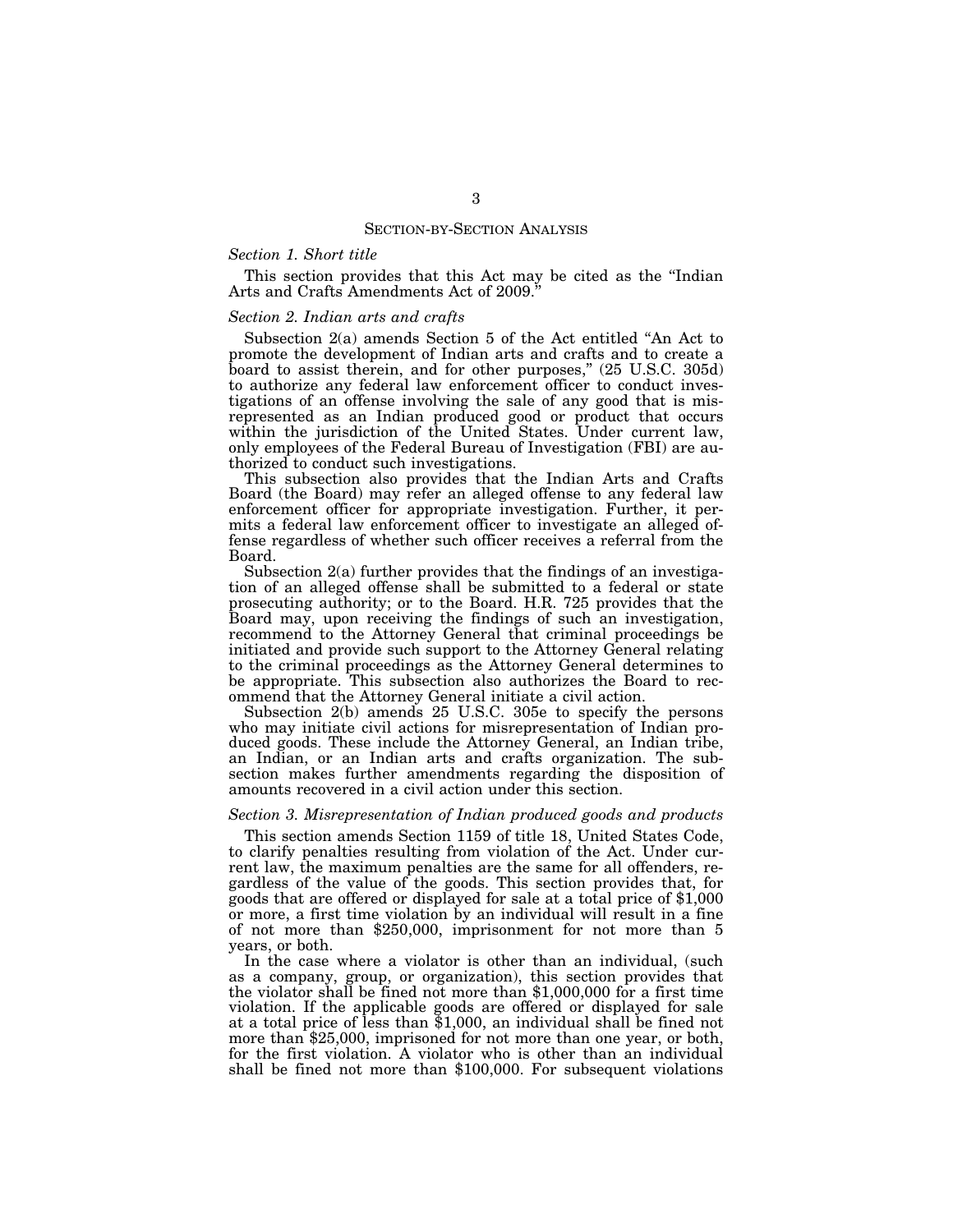## SECTION-BY-SECTION ANALYSIS

### *Section 1. Short title*

This section provides that this Act may be cited as the "Indian Arts and Crafts Amendments Act of 2009."

### *Section 2. Indian arts and crafts*

Subsection 2(a) amends Section 5 of the Act entitled "An Act to promote the development of Indian arts and crafts and to create a board to assist therein, and for other purposes," (25 U.S.C. 305d) to authorize any federal law enforcement officer to conduct investigations of an offense involving the sale of any good that is misrepresented as an Indian produced good or product that occurs within the jurisdiction of the United States. Under current law, only employees of the Federal Bureau of Investigation (FBI) are authorized to conduct such investigations.

This subsection also provides that the Indian Arts and Crafts Board (the Board) may refer an alleged offense to any federal law enforcement officer for appropriate investigation. Further, it permits a federal law enforcement officer to investigate an alleged offense regardless of whether such officer receives a referral from the Board.

Subsection 2(a) further provides that the findings of an investigation of an alleged offense shall be submitted to a federal or state prosecuting authority; or to the Board. H.R. 725 provides that the Board may, upon receiving the findings of such an investigation, recommend to the Attorney General that criminal proceedings be initiated and provide such support to the Attorney General relating to the criminal proceedings as the Attorney General determines to be appropriate. This subsection also authorizes the Board to recommend that the Attorney General initiate a civil action.

Subsection 2(b) amends 25 U.S.C. 305e to specify the persons who may initiate civil actions for misrepresentation of Indian produced goods. These include the Attorney General, an Indian tribe, an Indian, or an Indian arts and crafts organization. The subsection makes further amendments regarding the disposition of amounts recovered in a civil action under this section.

### *Section 3. Misrepresentation of Indian produced goods and products*

This section amends Section 1159 of title 18, United States Code, to clarify penalties resulting from violation of the Act. Under current law, the maximum penalties are the same for all offenders, regardless of the value of the goods. This section provides that, for goods that are offered or displayed for sale at a total price of $1,000 or more, a first time violation by an individual will result in a fine of not more than $250,000, imprisonment for not more than 5 years, or both.

In the case where a violator is other than an individual, (such as a company, group, or organization), this section provides that the violator shall be fined not more than $1,000,000 for a first time violation. If the applicable goods are offered or displayed for sale at a total price of less than $1,000, an individual shall be fined not more than $25,000, imprisoned for not more than one year, or both, for the first violation. A violator who is other than an individual shall be fined not more than $100,000. For subsequent violations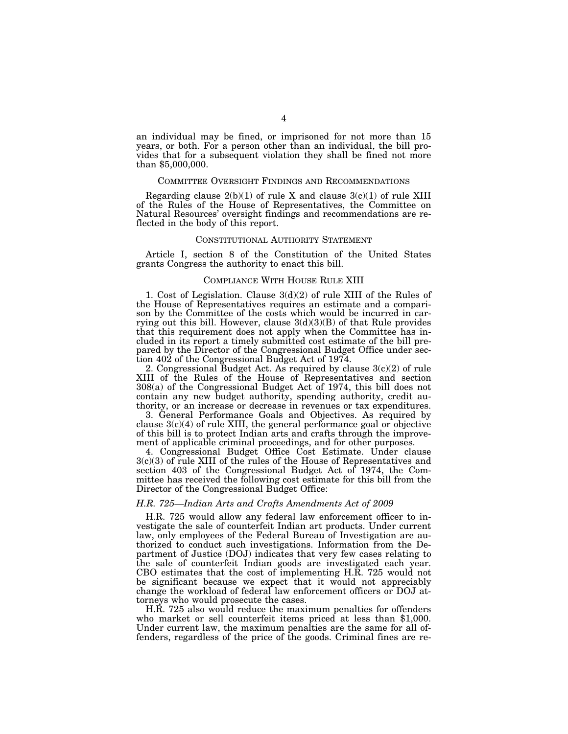an individual may be fined, or imprisoned for not more than 15 years, or both. For a person other than an individual, the bill provides that for a subsequent violation they shall be fined not more than $5,000,000.

## COMMITTEE OVERSIGHT FINDINGS AND RECOMMENDATIONS

Regarding clause 2(b)(1) of rule X and clause 3(c)(1) of rule XIII of the Rules of the House of Representatives, the Committee on Natural Resources' oversight findings and recommendations are reflected in the body of this report.

## CONSTITUTIONAL AUTHORITY STATEMENT

Article I, section 8 of the Constitution of the United States grants Congress the authority to enact this bill.

## COMPLIANCE WITH HOUSE RULE XIII

1. Cost of Legislation. Clause 3(d)(2) of rule XIII of the Rules of the House of Representatives requires an estimate and a comparison by the Committee of the costs which would be incurred in carrying out this bill. However, clause 3(d)(3)(B) of that Rule provides that this requirement does not apply when the Committee has included in its report a timely submitted cost estimate of the bill prepared by the Director of the Congressional Budget Office under section 402 of the Congressional Budget Act of 1974.
2. Congressional Budget Act. As required by clause 3(c)(2) of rule XIII of the Rules of the House of Representatives and section 308(a) of the Congressional Budget Act of 1974, this bill does not contain any new budget authority, spending authority, credit authority, or an increase or decrease in revenues or tax expenditures.
3. General Performance Goals and Objectives. As required by clause 3(c)(4) of rule XIII, the general performance goal or objective of this bill is to protect Indian arts and crafts through the improvement of applicable criminal proceedings, and for other purposes.
4. Congressional Budget Office Cost Estimate. Under clause 3(c)(3) of rule XIII of the rules of the House of Representatives and section 403 of the Congressional Budget Act of 1974, the Committee has received the following cost estimate for this bill from the Director of the Congressional Budget Office:

### *H.R. 725—Indian Arts and Crafts Amendments Act of 2009*

H.R. 725 would allow any federal law enforcement officer to investigate the sale of counterfeit Indian art products. Under current law, only employees of the Federal Bureau of Investigation are authorized to conduct such investigations. Information from the Department of Justice (DOJ) indicates that very few cases relating to the sale of counterfeit Indian goods are investigated each year. CBO estimates that the cost of implementing H.R. 725 would not be significant because we expect that it would not appreciably change the workload of federal law enforcement officers or DOJ attorneys who would prosecute the cases.

H.R. 725 also would reduce the maximum penalties for offenders who market or sell counterfeit items priced at less than $1,000. Under current law, the maximum penalties are the same for all offenders, regardless of the price of the goods. Criminal fines are re-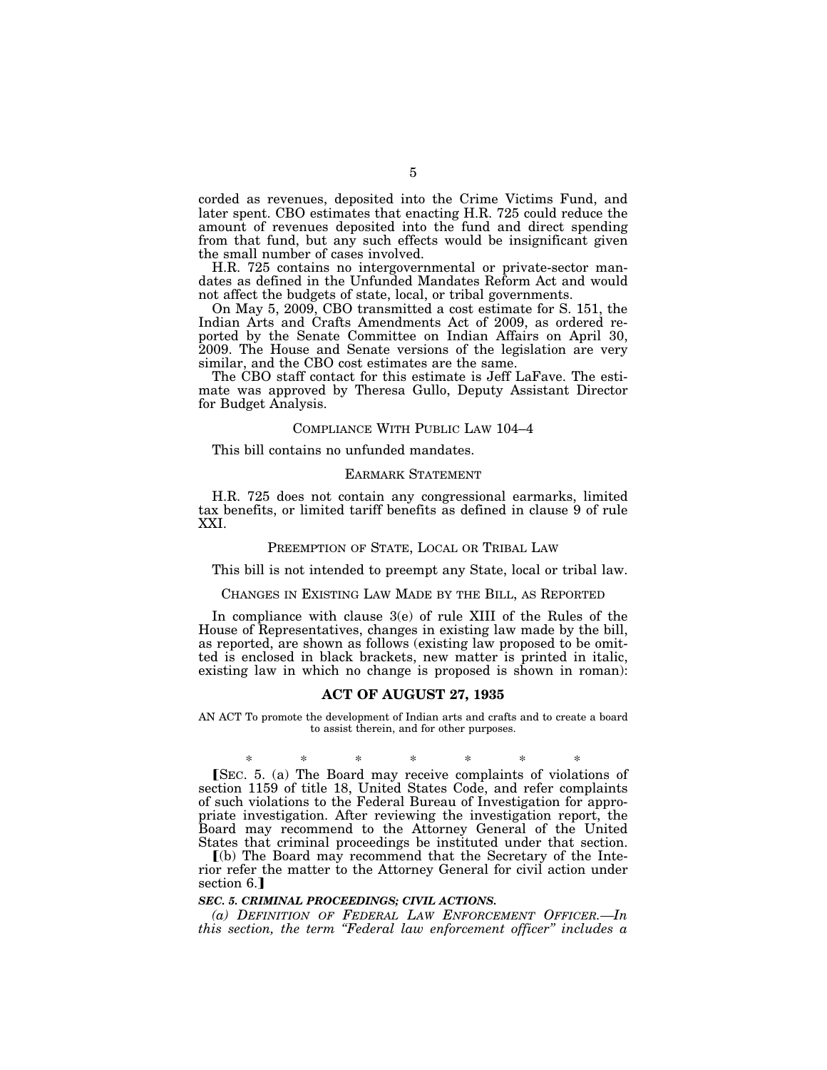corded as revenues, deposited into the Crime Victims Fund, and later spent. CBO estimates that enacting H.R. 725 could reduce the amount of revenues deposited into the fund and direct spending from that fund, but any such effects would be insignificant given the small number of cases involved.

H.R. 725 contains no intergovernmental or private-sector mandates as defined in the Unfunded Mandates Reform Act and would not affect the budgets of state, local, or tribal governments.

On May 5, 2009, CBO transmitted a cost estimate for S. 151, the Indian Arts and Crafts Amendments Act of 2009, as ordered reported by the Senate Committee on Indian Affairs on April 30, 2009. The House and Senate versions of the legislation are very similar, and the CBO cost estimates are the same.

The CBO staff contact for this estimate is Jeff LaFave. The estimate was approved by Theresa Gullo, Deputy Assistant Director for Budget Analysis.

## COMPLIANCE WITH PUBLIC LAW 104–4

This bill contains no unfunded mandates.

## EARMARK STATEMENT

H.R. 725 does not contain any congressional earmarks, limited tax benefits, or limited tariff benefits as defined in clause 9 of rule XXI.

## PREEMPTION OF STATE, LOCAL OR TRIBAL LAW

This bill is not intended to preempt any State, local or tribal law.

## CHANGES IN EXISTING LAW MADE BY THE BILL, AS REPORTED

In compliance with clause 3(e) of rule XIII of the Rules of the House of Representatives, changes in existing law made by the bill, as reported, are shown as follows (existing law proposed to be omitted is enclosed in black brackets, new matter is printed in italic, existing law in which no change is proposed is shown in roman):

## ACT OF AUGUST 27, 1935

AN ACT To promote the development of Indian arts and crafts and to create a board to assist therein, and for other purposes.

\* \* \* \* \* \* \*

⟦SEC. 5. (a) The Board may receive complaints of violations of section 1159 of title 18, United States Code, and refer complaints of such violations to the Federal Bureau of Investigation for appropriate investigation. After reviewing the investigation report, the Board may recommend to the Attorney General of the United States that criminal proceedings be instituted under that section.

⟦(b) The Board may recommend that the Secretary of the Interior refer the matter to the Attorney General for civil action under section 6.⟧

***SEC. 5. CRIMINAL PROCEEDINGS; CIVIL ACTIONS.***

*(a) DEFINITION OF FEDERAL LAW ENFORCEMENT OFFICER.—In this section, the term "Federal law enforcement officer" includes a*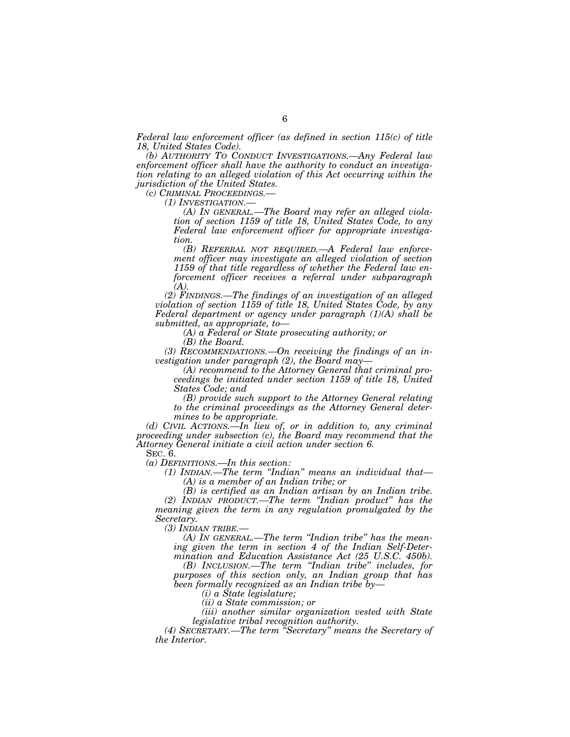*Federal law enforcement officer (as defined in section 115(c) of title 18, United States Code).*

*(b) AUTHORITY TO CONDUCT INVESTIGATIONS.—Any Federal law enforcement officer shall have the authority to conduct an investigation relating to an alleged violation of this Act occurring within the jurisdiction of the United States.*

*(c) CRIMINAL PROCEEDINGS.—*

*(1) INVESTIGATION.—*

*(A) IN GENERAL.—The Board may refer an alleged violation of section 1159 of title 18, United States Code, to any Federal law enforcement officer for appropriate investigation.*

*(B) REFERRAL NOT REQUIRED.—A Federal law enforcement officer may investigate an alleged violation of section 1159 of that title regardless of whether the Federal law enforcement officer receives a referral under subparagraph (A).*

*(2) FINDINGS.—The findings of an investigation of an alleged violation of section 1159 of title 18, United States Code, by any Federal department or agency under paragraph (1)(A) shall be submitted, as appropriate, to—*

*(A) a Federal or State prosecuting authority; or*

*(B) the Board.*

*(3) RECOMMENDATIONS.—On receiving the findings of an investigation under paragraph (2), the Board may—*

*(A) recommend to the Attorney General that criminal proceedings be initiated under section 1159 of title 18, United States Code; and*

*(B) provide such support to the Attorney General relating to the criminal proceedings as the Attorney General determines to be appropriate.*

*(d) CIVIL ACTIONS.—In lieu of, or in addition to, any criminal proceeding under subsection (c), the Board may recommend that the Attorney General initiate a civil action under section 6.*

SEC. 6.

*(a) DEFINITIONS.—In this section:*

*(1) INDIAN.—The term "Indian" means an individual that—*

*(A) is a member of an Indian tribe; or*

*(B) is certified as an Indian artisan by an Indian tribe.*

*(2) INDIAN PRODUCT.—The term "Indian product" has the meaning given the term in any regulation promulgated by the Secretary.*

*(3) INDIAN TRIBE.—*

*(A) IN GENERAL.—The term "Indian tribe" has the meaning given the term in section 4 of the Indian Self-Determination and Education Assistance Act (25 U.S.C. 450b).*

*(B) INCLUSION.—The term "Indian tribe" includes, for purposes of this section only, an Indian group that has been formally recognized as an Indian tribe by—*

*(i) a State legislature;*

*(ii) a State commission; or*

*(iii) another similar organization vested with State legislative tribal recognition authority.*

*(4) SECRETARY.—The term "Secretary" means the Secretary of the Interior.*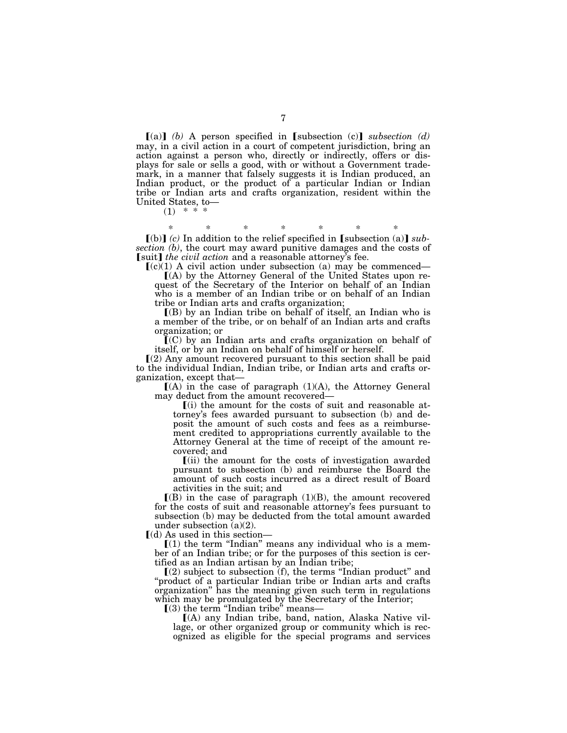⟦(a)⟧ *(b)* A person specified in ⟦subsection (c)⟧ *subsection (d)* may, in a civil action in a court of competent jurisdiction, bring an action against a person who, directly or indirectly, offers or displays for sale or sells a good, with or without a Government trademark, in a manner that falsely suggests it is Indian produced, an Indian product, or the product of a particular Indian or Indian tribe or Indian arts and crafts organization, resident within the United States, to—

(1) * * *

\* \* \* \* \* \* \*

⟦(b)⟧ *(c)* In addition to the relief specified in ⟦subsection (a)⟧ *subsection (b)*, the court may award punitive damages and the costs of ⟦suit⟧ *the civil action* and a reasonable attorney's fee.

⟦(c)(1) A civil action under subsection (a) may be commenced—

⟦(A) by the Attorney General of the United States upon request of the Secretary of the Interior on behalf of an Indian who is a member of an Indian tribe or on behalf of an Indian tribe or Indian arts and crafts organization;

⟦(B) by an Indian tribe on behalf of itself, an Indian who is a member of the tribe, or on behalf of an Indian arts and crafts organization; or

⟦(C) by an Indian arts and crafts organization on behalf of itself, or by an Indian on behalf of himself or herself.

⟦(2) Any amount recovered pursuant to this section shall be paid to the individual Indian, Indian tribe, or Indian arts and crafts organization, except that—

⟦(A) in the case of paragraph (1)(A), the Attorney General may deduct from the amount recovered—

⟦(i) the amount for the costs of suit and reasonable attorney's fees awarded pursuant to subsection (b) and deposit the amount of such costs and fees as a reimbursement credited to appropriations currently available to the Attorney General at the time of receipt of the amount recovered; and

⟦(ii) the amount for the costs of investigation awarded pursuant to subsection (b) and reimburse the Board the amount of such costs incurred as a direct result of Board activities in the suit; and

⟦(B) in the case of paragraph (1)(B), the amount recovered for the costs of suit and reasonable attorney's fees pursuant to subsection (b) may be deducted from the total amount awarded under subsection (a)(2).

⟦(d) As used in this section—

⟦(1) the term "Indian" means any individual who is a member of an Indian tribe; or for the purposes of this section is certified as an Indian artisan by an Indian tribe;

⟦(2) subject to subsection (f), the terms "Indian product" and "product of a particular Indian tribe or Indian arts and crafts organization" has the meaning given such term in regulations which may be promulgated by the Secretary of the Interior;

⟦(3) the term "Indian tribe" means—

⟦(A) any Indian tribe, band, nation, Alaska Native village, or other organized group or community which is recognized as eligible for the special programs and services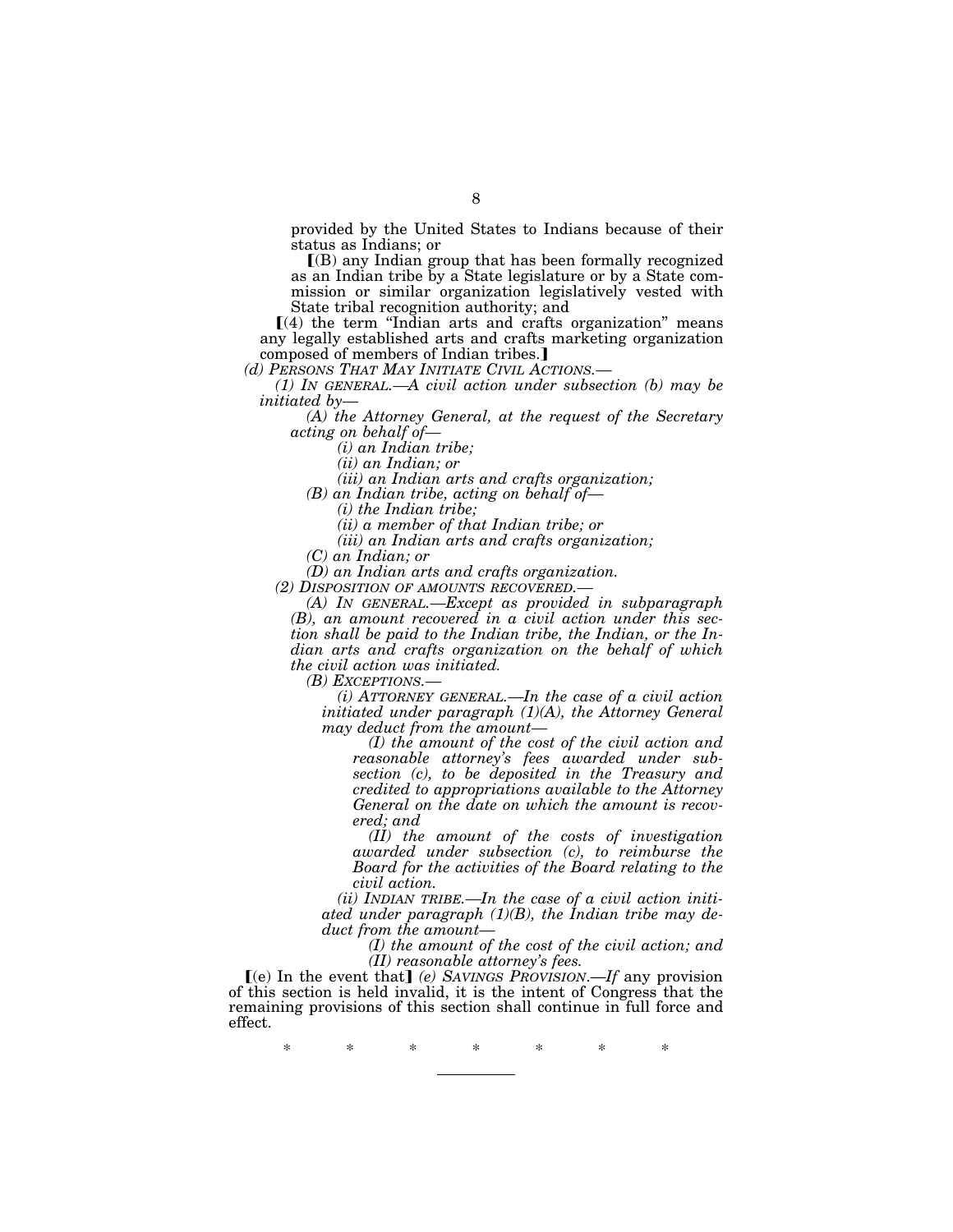provided by the United States to Indians because of their status as Indians; or

⟦(B) any Indian group that has been formally recognized as an Indian tribe by a State legislature or by a State commission or similar organization legislatively vested with State tribal recognition authority; and

⟦(4) the term "Indian arts and crafts organization" means any legally established arts and crafts marketing organization composed of members of Indian tribes.⟧

*(d) PERSONS THAT MAY INITIATE CIVIL ACTIONS.—*

*(1) IN GENERAL.—A civil action under subsection (b) may be initiated by—*

*(A) the Attorney General, at the request of the Secretary acting on behalf of—*

*(i) an Indian tribe;*

*(ii) an Indian; or*

*(iii) an Indian arts and crafts organization;*

*(B) an Indian tribe, acting on behalf of—*

*(i) the Indian tribe;*

*(ii) a member of that Indian tribe; or*

*(iii) an Indian arts and crafts organization;*

*(C) an Indian; or*

*(D) an Indian arts and crafts organization.*

*(2) DISPOSITION OF AMOUNTS RECOVERED.—*

*(A) IN GENERAL.—Except as provided in subparagraph (B), an amount recovered in a civil action under this section shall be paid to the Indian tribe, the Indian, or the Indian arts and crafts organization on the behalf of which the civil action was initiated.*

*(B) EXCEPTIONS.—*

*(i) ATTORNEY GENERAL.—In the case of a civil action initiated under paragraph (1)(A), the Attorney General may deduct from the amount—*

*(I) the amount of the cost of the civil action and reasonable attorney's fees awarded under subsection (c), to be deposited in the Treasury and credited to appropriations available to the Attorney General on the date on which the amount is recovered; and*

*(II) the amount of the costs of investigation awarded under subsection (c), to reimburse the Board for the activities of the Board relating to the civil action.*

*(ii) INDIAN TRIBE.—In the case of a civil action initiated under paragraph (1)(B), the Indian tribe may deduct from the amount—*

*(I) the amount of the cost of the civil action; and*

*(II) reasonable attorney's fees.*

⟦(e) In the event that⟧ *(e) SAVINGS PROVISION.—If* any provision of this section is held invalid, it is the intent of Congress that the remaining provisions of this section shall continue in full force and effect.

\* \* \* \* \* \* \*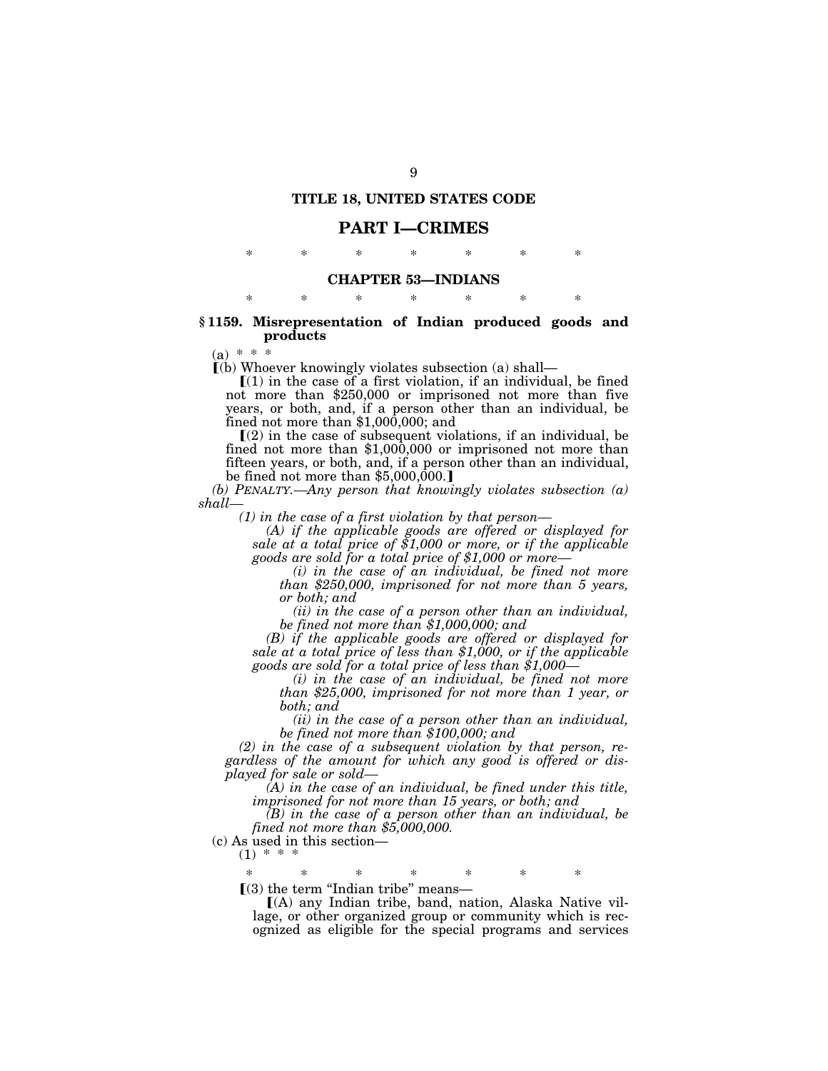**TITLE 18, UNITED STATES CODE**

## PART I—CRIMES

\* \* \* \* \* \* \*

### CHAPTER 53—INDIANS

\* \* \* \* \* \* \*

**§ 1159. Misrepresentation of Indian produced goods and products**

(a) \* \* \*

⟦(b) Whoever knowingly violates subsection (a) shall—

⟦(1) in the case of a first violation, if an individual, be fined not more than $250,000 or imprisoned not more than five years, or both, and, if a person other than an individual, be fined not more than $1,000,000; and

⟦(2) in the case of subsequent violations, if an individual, be fined not more than $1,000,000 or imprisoned not more than fifteen years, or both, and, if a person other than an individual, be fined not more than $5,000,000.⟧

*(b) PENALTY.—Any person that knowingly violates subsection (a) shall—*

*(1) in the case of a first violation by that person—*

*(A) if the applicable goods are offered or displayed for sale at a total price of $1,000 or more, or if the applicable goods are sold for a total price of $1,000 or more—*

*(i) in the case of an individual, be fined not more than $250,000, imprisoned for not more than 5 years, or both; and*

*(ii) in the case of a person other than an individual, be fined not more than $1,000,000; and*

*(B) if the applicable goods are offered or displayed for sale at a total price of less than $1,000, or if the applicable goods are sold for a total price of less than $1,000—*

*(i) in the case of an individual, be fined not more than $25,000, imprisoned for not more than 1 year, or both; and*

*(ii) in the case of a person other than an individual, be fined not more than $100,000; and*

*(2) in the case of a subsequent violation by that person, regardless of the amount for which any good is offered or displayed for sale or sold—*

*(A) in the case of an individual, be fined under this title, imprisoned for not more than 15 years, or both; and*

*(B) in the case of a person other than an individual, be fined not more than $5,000,000.*

(c) As used in this section—

(1) \* \* \*

\* \* \* \* \* \* \*

⟦(3) the term "Indian tribe" means—

⟦(A) any Indian tribe, band, nation, Alaska Native village, or other organized group or community which is recognized as eligible for the special programs and services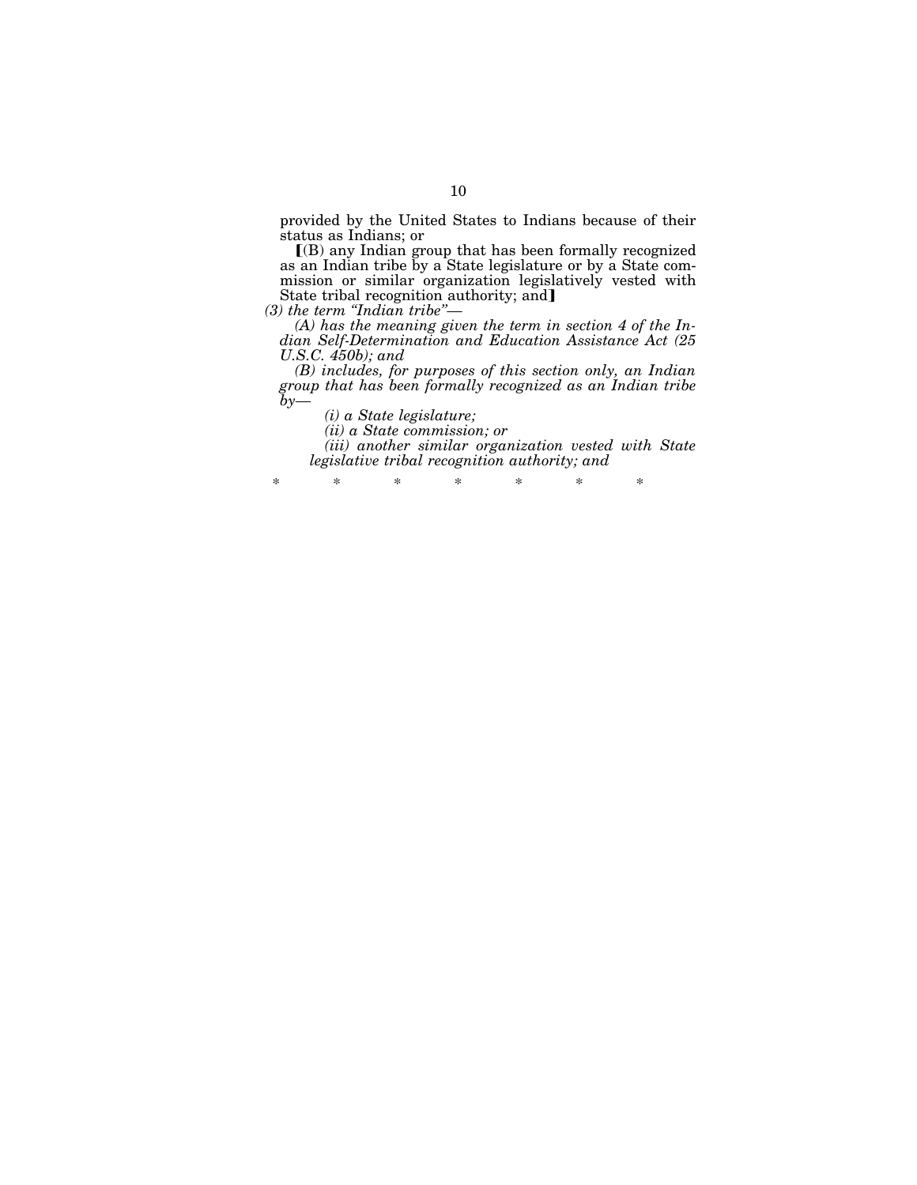provided by the United States to Indians because of their status as Indians; or

【(B) any Indian group that has been formally recognized as an Indian tribe by a State legislature or by a State commission or similar organization legislatively vested with State tribal recognition authority; and】

*(3) the term "Indian tribe"—*

*(A) has the meaning given the term in section 4 of the Indian Self-Determination and Education Assistance Act (25 U.S.C. 450b); and*

*(B) includes, for purposes of this section only, an Indian group that has been formally recognized as an Indian tribe by—*

*(i) a State legislature;*

*(ii) a State commission; or*

*(iii) another similar organization vested with State legislative tribal recognition authority; and*

\* \* \* \* \* \* \*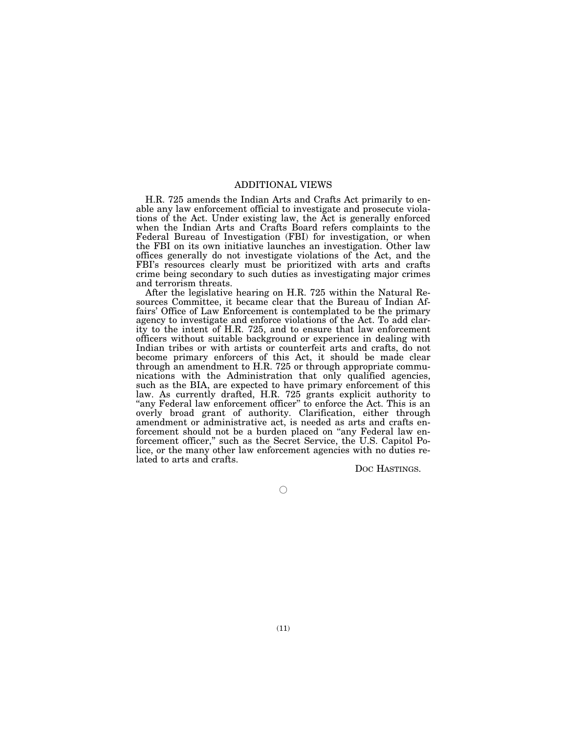## ADDITIONAL VIEWS

H.R. 725 amends the Indian Arts and Crafts Act primarily to enable any law enforcement official to investigate and prosecute violations of the Act. Under existing law, the Act is generally enforced when the Indian Arts and Crafts Board refers complaints to the Federal Bureau of Investigation (FBI) for investigation, or when the FBI on its own initiative launches an investigation. Other law offices generally do not investigate violations of the Act, and the FBI's resources clearly must be prioritized with arts and crafts crime being secondary to such duties as investigating major crimes and terrorism threats.

After the legislative hearing on H.R. 725 within the Natural Resources Committee, it became clear that the Bureau of Indian Affairs' Office of Law Enforcement is contemplated to be the primary agency to investigate and enforce violations of the Act. To add clarity to the intent of H.R. 725, and to ensure that law enforcement officers without suitable background or experience in dealing with Indian tribes or with artists or counterfeit arts and crafts, do not become primary enforcers of this Act, it should be made clear through an amendment to H.R. 725 or through appropriate communications with the Administration that only qualified agencies, such as the BIA, are expected to have primary enforcement of this law. As currently drafted, H.R. 725 grants explicit authority to "any Federal law enforcement officer" to enforce the Act. This is an overly broad grant of authority. Clarification, either through amendment or administrative act, is needed as arts and crafts enforcement should not be a burden placed on "any Federal law enforcement officer," such as the Secret Service, the U.S. Capitol Police, or the many other law enforcement agencies with no duties related to arts and crafts.

DOC HASTINGS.